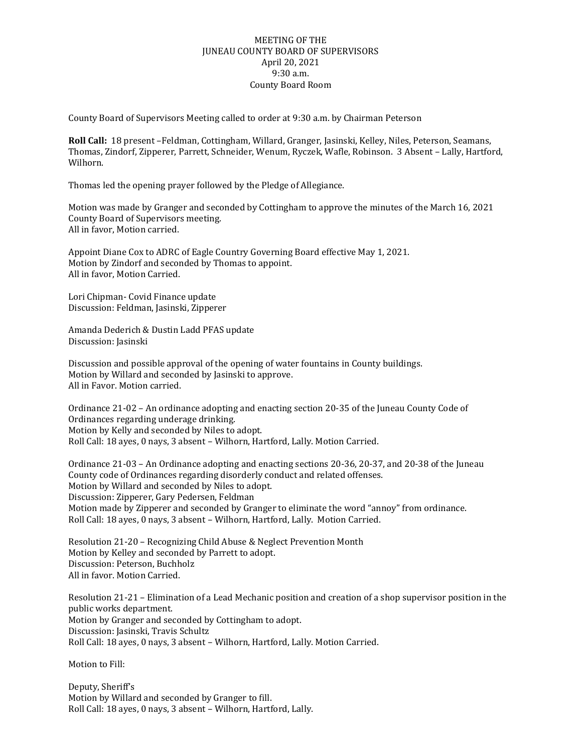MEETING OF THE
JUNEAU COUNTY BOARD OF SUPERVISORS
April 20, 2021
9:30 a.m.
County Board Room

County Board of Supervisors Meeting called to order at 9:30 a.m. by Chairman Peterson

**Roll Call:** 18 present –Feldman, Cottingham, Willard, Granger, Jasinski, Kelley, Niles, Peterson, Seamans, Thomas, Zindorf, Zipperer, Parrett, Schneider, Wenum, Ryczek, Wafle, Robinson. 3 Absent – Lally, Hartford, Wilhorn.

Thomas led the opening prayer followed by the Pledge of Allegiance.

Motion was made by Granger and seconded by Cottingham to approve the minutes of the March 16, 2021 County Board of Supervisors meeting.
All in favor, Motion carried.

Appoint Diane Cox to ADRC of Eagle Country Governing Board effective May 1, 2021.
Motion by Zindorf and seconded by Thomas to appoint.
All in favor, Motion Carried.

Lori Chipman- Covid Finance update
Discussion: Feldman, Jasinski, Zipperer

Amanda Dederich & Dustin Ladd PFAS update
Discussion: Jasinski

Discussion and possible approval of the opening of water fountains in County buildings.
Motion by Willard and seconded by Jasinski to approve.
All in Favor. Motion carried.

Ordinance 21-02 – An ordinance adopting and enacting section 20-35 of the Juneau County Code of Ordinances regarding underage drinking.
Motion by Kelly and seconded by Niles to adopt.
Roll Call: 18 ayes, 0 nays, 3 absent – Wilhorn, Hartford, Lally. Motion Carried.

Ordinance 21-03 – An Ordinance adopting and enacting sections 20-36, 20-37, and 20-38 of the Juneau County code of Ordinances regarding disorderly conduct and related offenses.
Motion by Willard and seconded by Niles to adopt.
Discussion: Zipperer, Gary Pedersen, Feldman
Motion made by Zipperer and seconded by Granger to eliminate the word "annoy" from ordinance.
Roll Call: 18 ayes, 0 nays, 3 absent – Wilhorn, Hartford, Lally. Motion Carried.

Resolution 21-20 – Recognizing Child Abuse & Neglect Prevention Month
Motion by Kelley and seconded by Parrett to adopt.
Discussion: Peterson, Buchholz
All in favor. Motion Carried.

Resolution 21-21 – Elimination of a Lead Mechanic position and creation of a shop supervisor position in the public works department.
Motion by Granger and seconded by Cottingham to adopt.
Discussion: Jasinski, Travis Schultz
Roll Call: 18 ayes, 0 nays, 3 absent – Wilhorn, Hartford, Lally. Motion Carried.

Motion to Fill:

Deputy, Sheriff's
Motion by Willard and seconded by Granger to fill.
Roll Call: 18 ayes, 0 nays, 3 absent – Wilhorn, Hartford, Lally.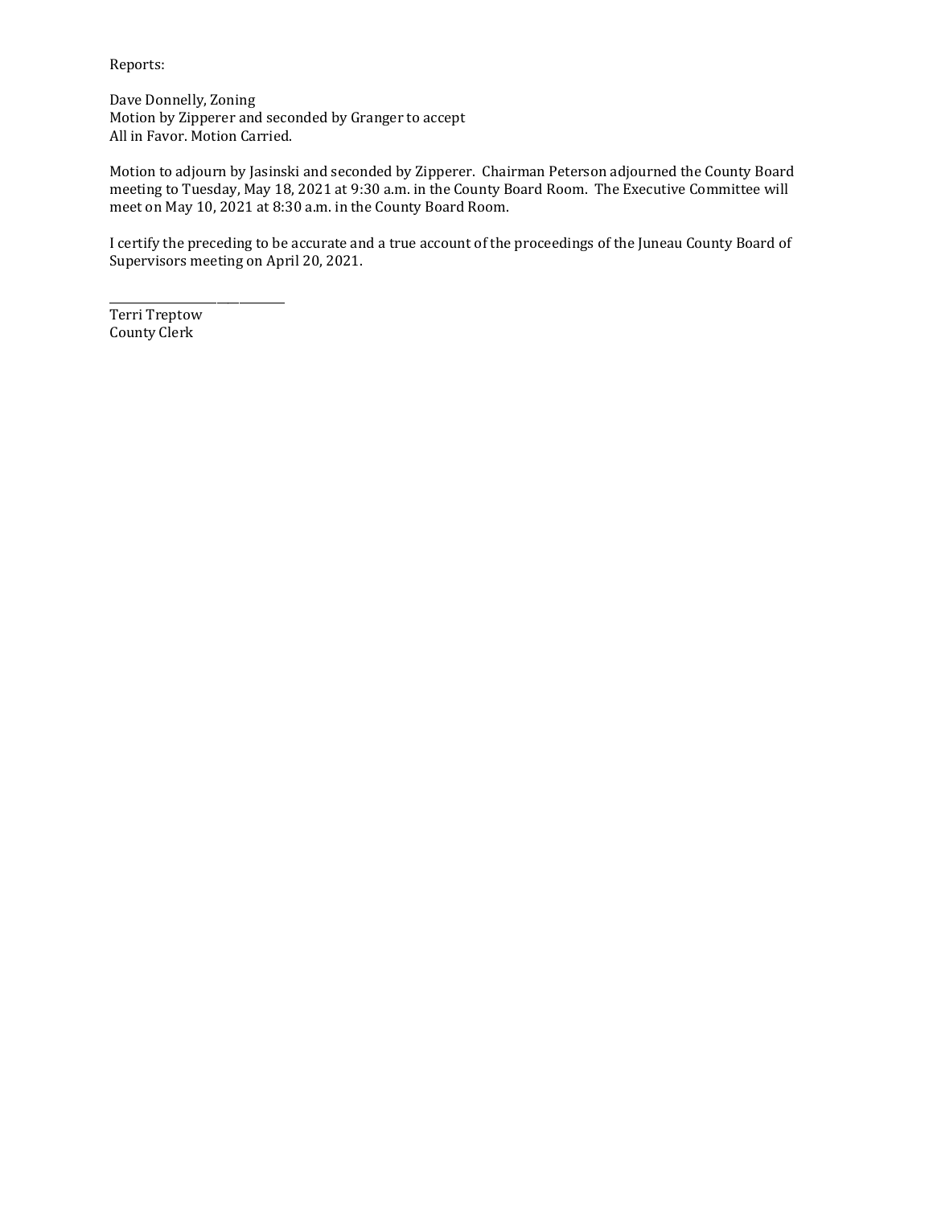Reports:

Dave Donnelly, Zoning
Motion by Zipperer and seconded by Granger to accept
All in Favor. Motion Carried.

Motion to adjourn by Jasinski and seconded by Zipperer. Chairman Peterson adjourned the County Board meeting to Tuesday, May 18, 2021 at 9:30 a.m. in the County Board Room. The Executive Committee will meet on May 10, 2021 at 8:30 a.m. in the County Board Room.

I certify the preceding to be accurate and a true account of the proceedings of the Juneau County Board of Supervisors meeting on April 20, 2021.

\_\_\_\_\_\_\_\_\_\_\_\_\_\_\_\_\_\_\_\_\_\_\_\_\_\_\_\_\_\_
Terri Treptow
County Clerk